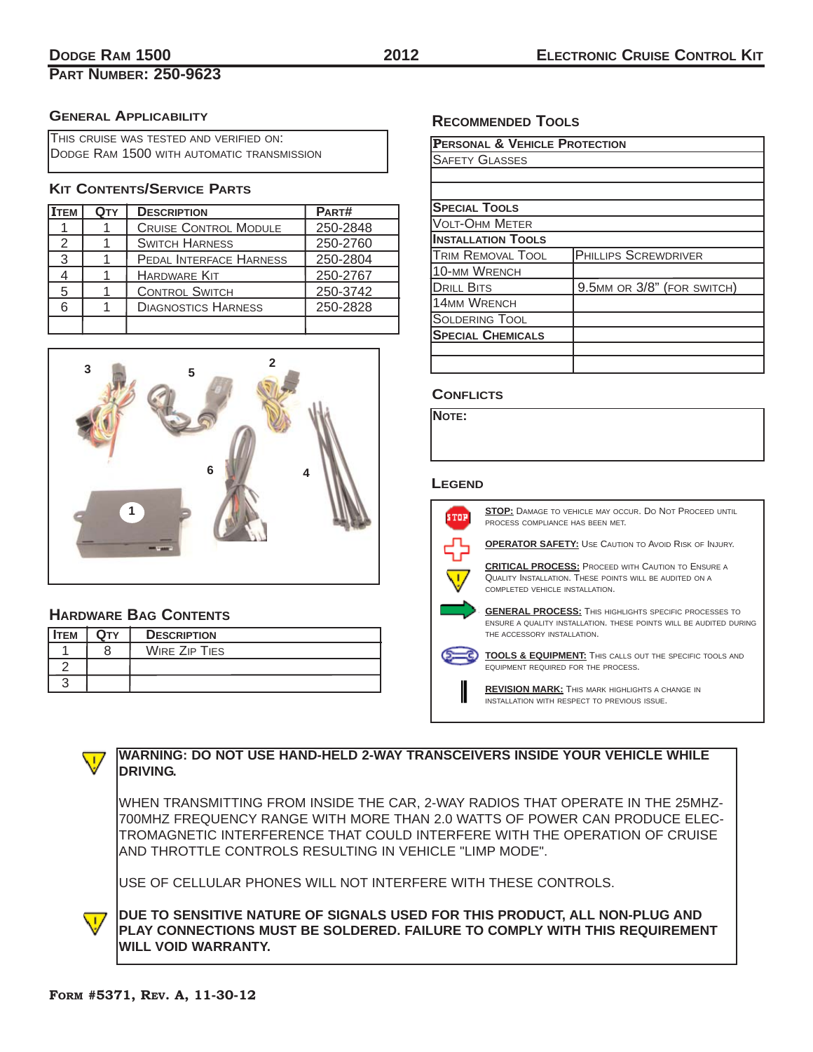# Dodge Ram 1500 — 2012 — Electronic Cruise Control Kit

## Part Number: 250-9623

### General Applicability

This cruise was tested and verified on:
Dodge Ram 1500 with automatic transmission

### Kit Contents/Service Parts

| Item | Qty | Description | Part# |
|---|---|---|---|
| 1 | 1 | Cruise Control Module | 250-2848 |
| 2 | 1 | Switch Harness | 250-2760 |
| 3 | 1 | Pedal Interface Harness | 250-2804 |
| 4 | 1 | Hardware Kit | 250-2767 |
| 5 | 1 | Control Switch | 250-3742 |
| 6 | 1 | Diagnostics Harness | 250-2828 |
| | | | |

### Hardware Bag Contents

| Item | Qty | Description |
|---|---|---|
| 1 | 8 | Wire Zip Ties |
| 2 | | |
| 3 | | |

### Recommended Tools

| Personal & Vehicle Protection | |
|---|---|
| Safety Glasses | |
| | |
| | |
| **Special Tools** | |
| Volt-Ohm Meter | |
| **Installation Tools** | |
| Trim Removal Tool | Phillips Screwdriver |
| 10-mm Wrench | |
| Drill Bits | 9.5mm or 3/8" (for switch) |
| 14mm Wrench | |
| Soldering Tool | |
| **Special Chemicals** | |
| | |
| | |

### Conflicts

**Note:**

### Legend

- **STOP:** Damage to vehicle may occur. Do not proceed until process compliance has been met.
- **OPERATOR SAFETY:** Use caution to avoid risk of injury.
- **CRITICAL PROCESS:** Proceed with caution to ensure a quality installation. These points will be audited on a completed vehicle installation.
- **GENERAL PROCESS:** This highlights specific processes to ensure a quality installation. These points will be audited during the accessory installation.
- **TOOLS & EQUIPMENT:** This calls out the specific tools and equipment required for the process.
- **REVISION MARK:** This mark highlights a change in installation with respect to previous issue.

**WARNING: DO NOT USE HAND-HELD 2-WAY TRANSCEIVERS INSIDE YOUR VEHICLE WHILE DRIVING.**

WHEN TRANSMITTING FROM INSIDE THE CAR, 2-WAY RADIOS THAT OPERATE IN THE 25MHZ-700MHZ FREQUENCY RANGE WITH MORE THAN 2.0 WATTS OF POWER CAN PRODUCE ELECTROMAGNETIC INTERFERENCE THAT COULD INTERFERE WITH THE OPERATION OF CRUISE AND THROTTLE CONTROLS RESULTING IN VEHICLE "LIMP MODE".

USE OF CELLULAR PHONES WILL NOT INTERFERE WITH THESE CONTROLS.

**DUE TO SENSITIVE NATURE OF SIGNALS USED FOR THIS PRODUCT, ALL NON-PLUG AND PLAY CONNECTIONS MUST BE SOLDERED. FAILURE TO COMPLY WITH THIS REQUIREMENT WILL VOID WARRANTY.**

Form #5371, Rev. A, 11-30-12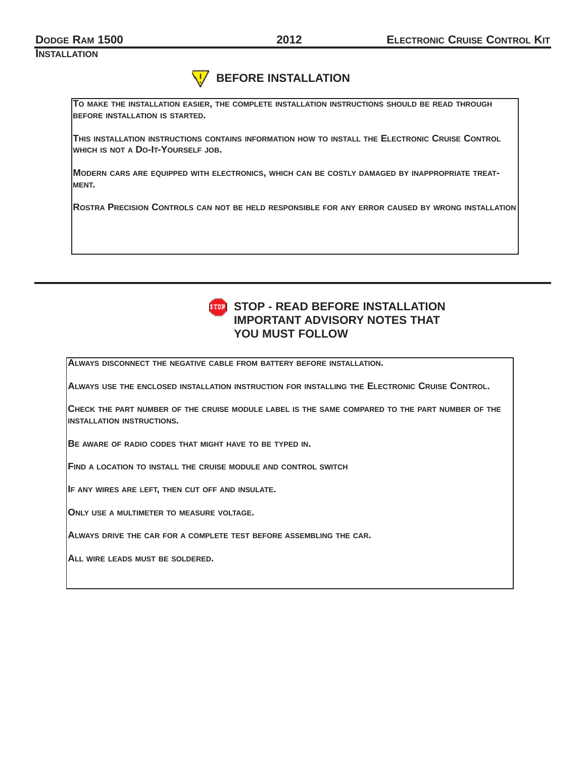## BEFORE INSTALLATION

To make the installation easier, the complete installation instructions should be read through before installation is started.

This installation instructions contains information how to install the Electronic Cruise Control which is not a Do-It-Yourself job.

Modern cars are equipped with electronics, which can be costly damaged by inappropriate treatment.

Rostra Precision Controls can not be held responsible for any error caused by wrong installation

## STOP - READ BEFORE INSTALLATION IMPORTANT ADVISORY NOTES THAT YOU MUST FOLLOW

Always disconnect the negative cable from battery before installation.

Always use the enclosed installation instruction for installing the Electronic Cruise Control.

Check the part number of the cruise module label is the same compared to the part number of the installation instructions.

Be aware of radio codes that might have to be typed in.

Find a location to install the cruise module and control switch

If any wires are left, then cut off and insulate.

Only use a multimeter to measure voltage.

Always drive the car for a complete test before assembling the car.

All wire leads must be soldered.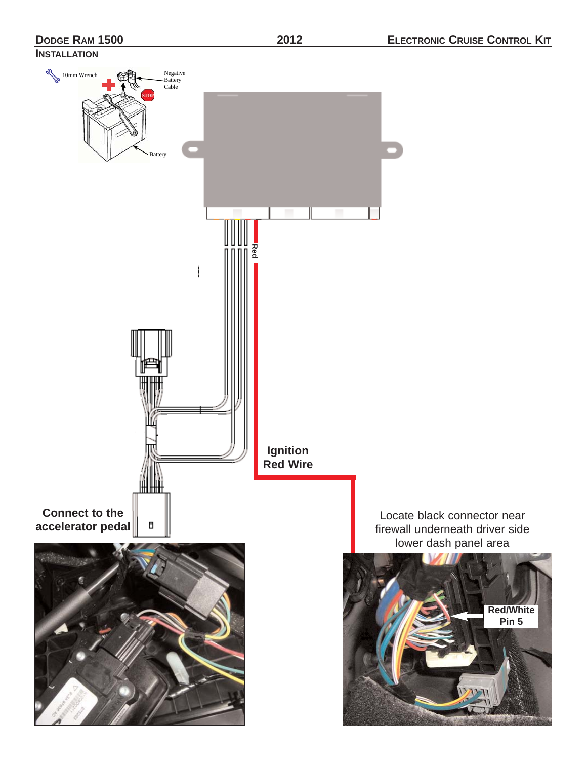## INSTALLATION

10mm Wrench

Negative Battery Cable

STOP

Battery

Red

Ignition Red Wire

Connect to the accelerator pedal

Locate black connector near firewall underneath driver side lower dash panel area

Red/White Pin 5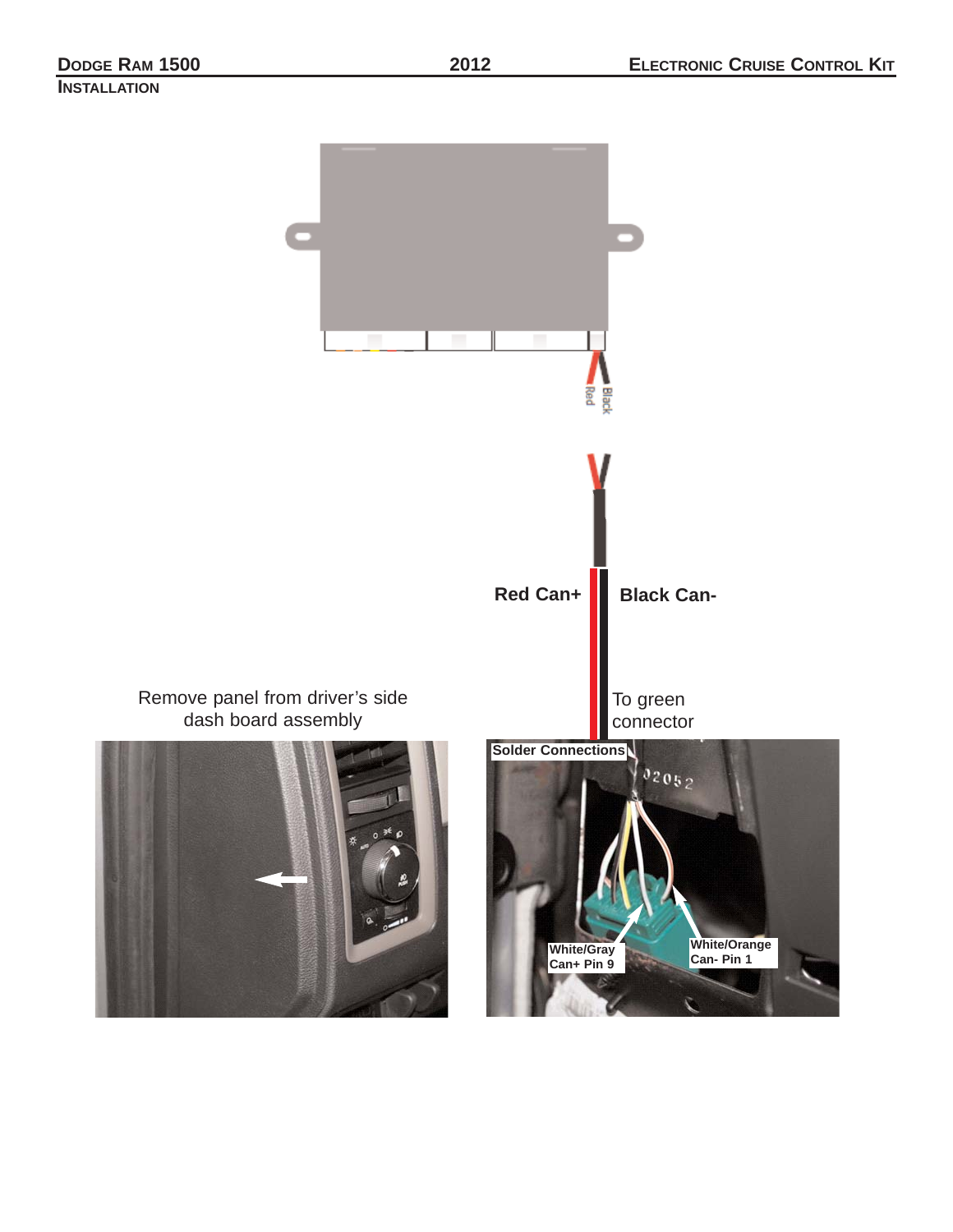## Installation

Red Can+

Black Can-

To green connector

Remove panel from driver's side dash board assembly

Solder Connections

White/Gray Can+ Pin 9

White/Orange Can- Pin 1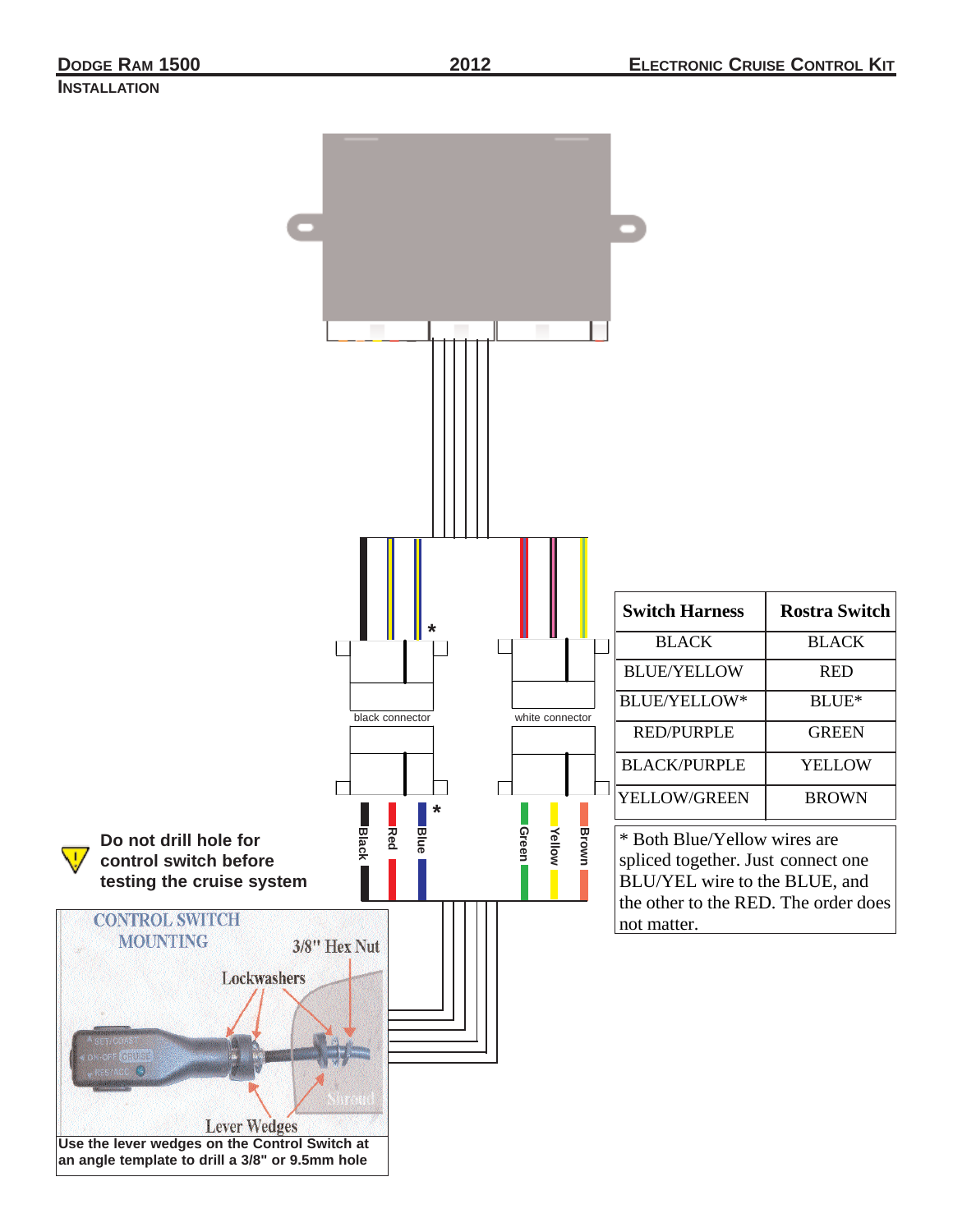## INSTALLATION

black connector

white connector

*

*

Black Red Blue Green Yellow Brown

| Switch Harness | Rostra Switch |
|---|---|
| BLACK | BLACK |
| BLUE/YELLOW | RED |
| BLUE/YELLOW* | BLUE* |
| RED/PURPLE | GREEN |
| BLACK/PURPLE | YELLOW |
| YELLOW/GREEN | BROWN |

* Both Blue/Yellow wires are spliced together. Just connect one BLU/YEL wire to the BLUE, and the other to the RED. The order does not matter.

**Do not drill hole for control switch before testing the cruise system**

CONTROL SWITCH MOUNTING

3/8" Hex Nut

Lockwashers

Shroud

Lever Wedges

**Use the lever wedges on the Control Switch at an angle template to drill a 3/8" or 9.5mm hole**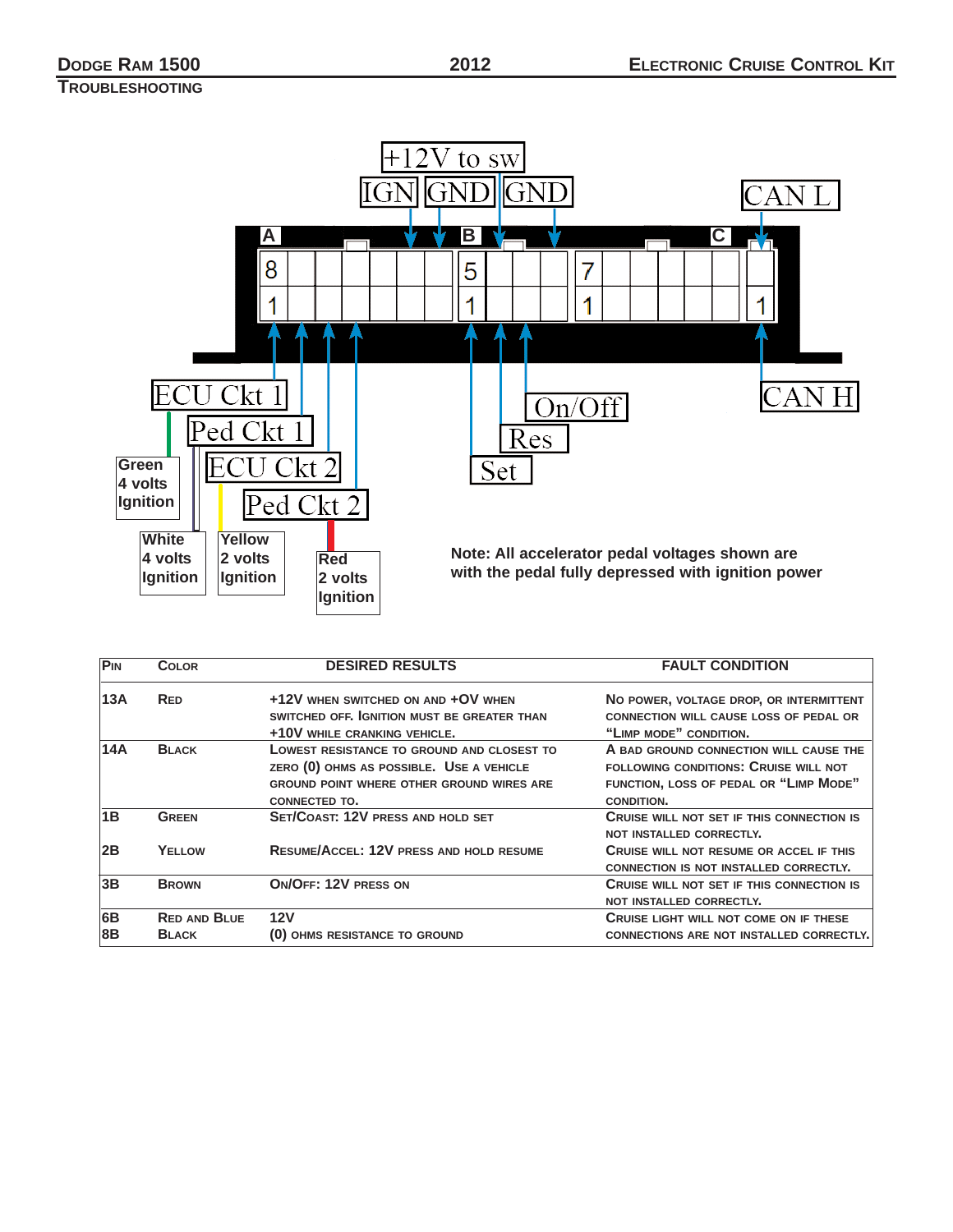## TROUBLESHOOTING

+12V to sw

IGN | GND | GND

CAN L

A | B | C

ECU Ckt 1 | Ped Ckt 1 | ECU Ckt 2 | Ped Ckt 2

On/Off | Res | Set

CAN H

Green 4 volts Ignition

White 4 volts Ignition

Yellow 2 volts Ignition

Red 2 volts Ignition

**Note: All accelerator pedal voltages shown are with the pedal fully depressed with ignition power**

| PIN | COLOR | DESIRED RESULTS | FAULT CONDITION |
|---|---|---|---|
| 13A | RED | +12V WHEN SWITCHED ON AND +0V WHEN SWITCHED OFF. IGNITION MUST BE GREATER THAN +10V WHILE CRANKING VEHICLE. | NO POWER, VOLTAGE DROP, OR INTERMITTENT CONNECTION WILL CAUSE LOSS OF PEDAL OR "LIMP MODE" CONDITION. |
| 14A | BLACK | LOWEST RESISTANCE TO GROUND AND CLOSEST TO ZERO (0) OHMS AS POSSIBLE. USE A VEHICLE GROUND POINT WHERE OTHER GROUND WIRES ARE CONNECTED TO. | A BAD GROUND CONNECTION WILL CAUSE THE FOLLOWING CONDITIONS: CRUISE WILL NOT FUNCTION, LOSS OF PEDAL OR "LIMP MODE" CONDITION. |
| 1B | GREEN | SET/COAST: 12V PRESS AND HOLD SET | CRUISE WILL NOT SET IF THIS CONNECTION IS NOT INSTALLED CORRECTLY. |
| 2B | YELLOW | RESUME/ACCEL: 12V PRESS AND HOLD RESUME | CRUISE WILL NOT RESUME OR ACCEL IF THIS CONNECTION IS NOT INSTALLED CORRECTLY. |
| 3B | BROWN | ON/OFF: 12V PRESS ON | CRUISE WILL NOT SET IF THIS CONNECTION IS NOT INSTALLED CORRECTLY. |
| 6B<br>8B | RED AND BLUE<br>BLACK | 12V<br>(0) OHMS RESISTANCE TO GROUND | CRUISE LIGHT WILL NOT COME ON IF THESE CONNECTIONS ARE NOT INSTALLED CORRECTLY. |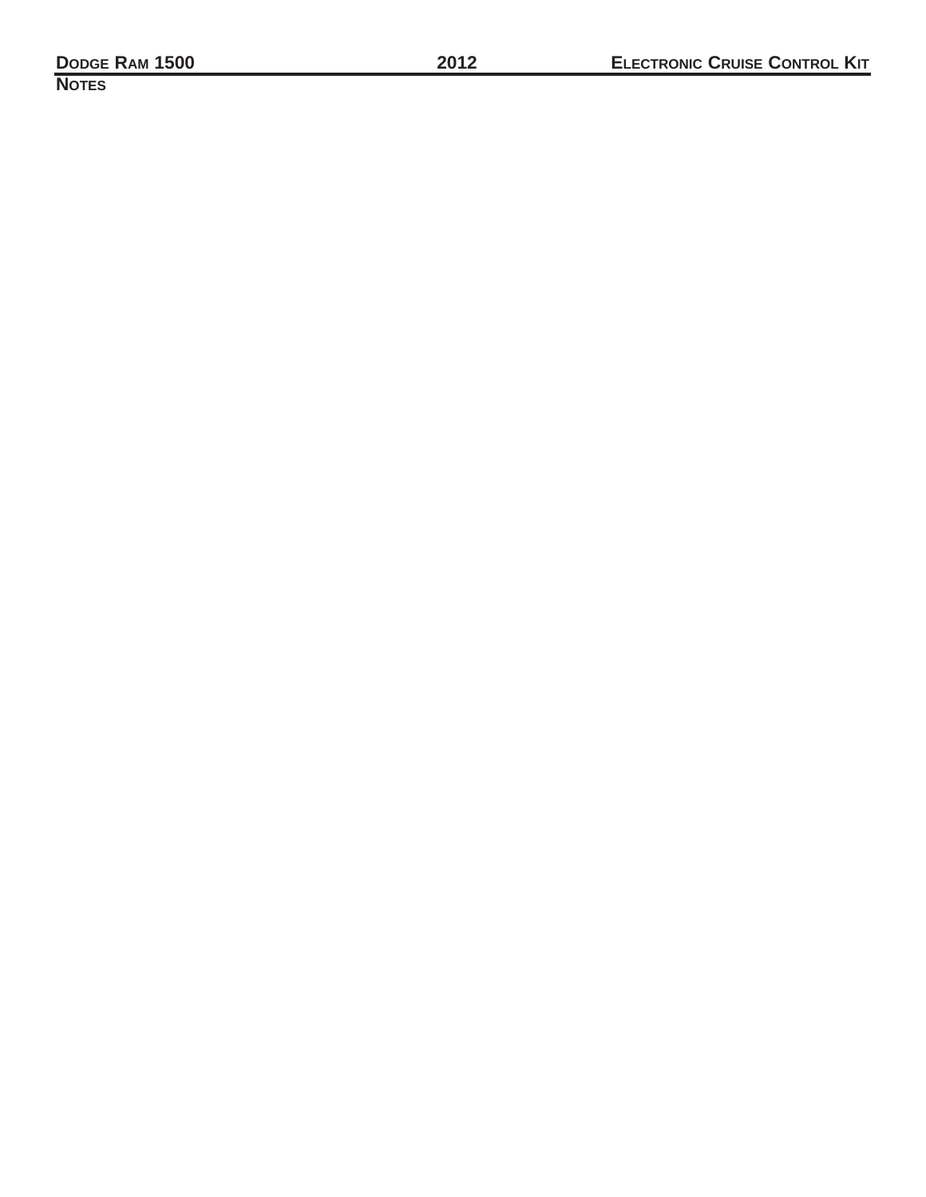## Notes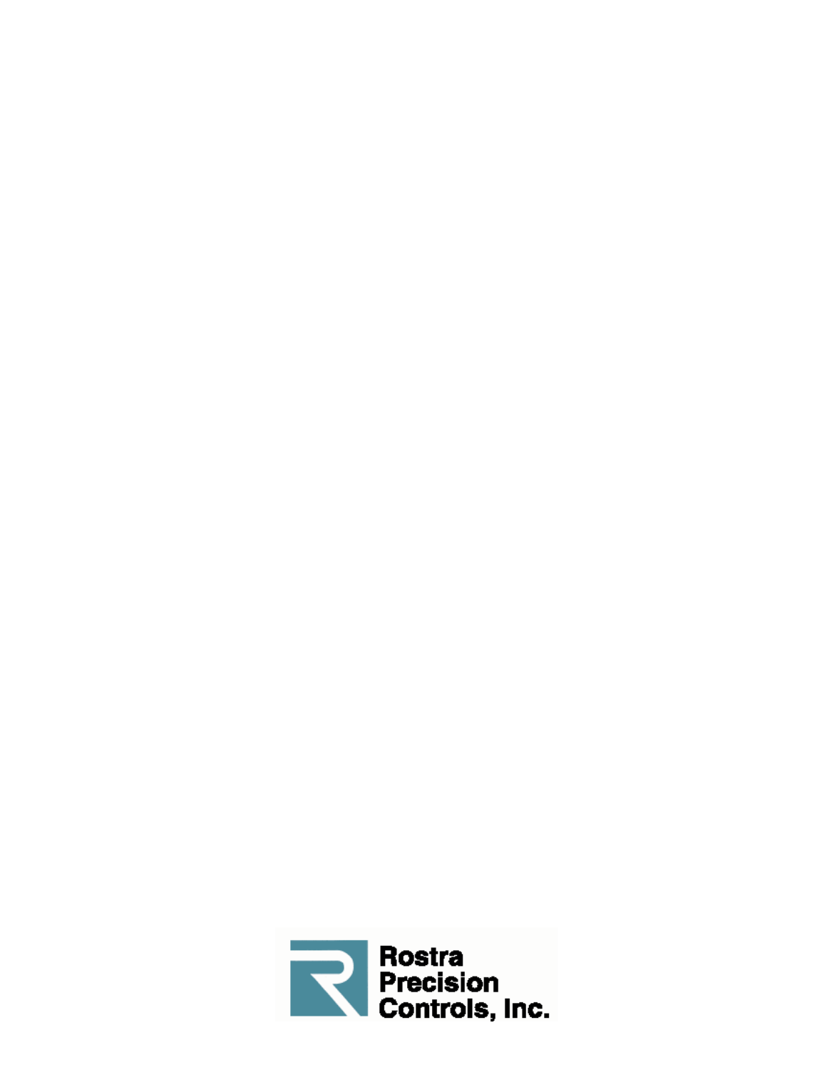Rostra
Precision
Controls, Inc.